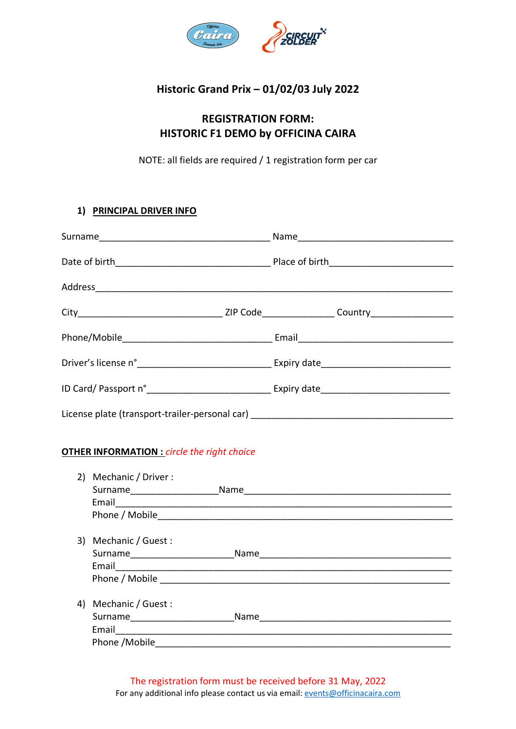## Historic Grand Prix – 01/02/03 July 2022

## REGISTRATION FORM:
## HISTORIC F1 DEMO by OFFICINA CAIRA

NOTE: all fields are required / 1 registration form per car

### 1) PRINCIPAL DRIVER INFO

Surname__________________________________ Name______________________________

Date of birth______________________________ Place of birth________________________

Address__________________________________________________________________

City____________________________ ZIP Code_____________ Country_______________

Phone/Mobile______________________________ Email______________________________

Driver's license n°__________________________ Expiry date________________________

ID Card/ Passport n°________________________ Expiry date________________________

License plate (transport-trailer-personal car) ______________________________________

**OTHER INFORMATION :** *circle the right choice*

2) Mechanic / Driver :
   Surname_________________Name_______________________________________
   Email_________________________________________________________________
   Phone / Mobile__________________________________________________________

3) Mechanic / Guest :
   Surname____________________Name____________________________________
   Email_________________________________________________________________
   Phone / Mobile _________________________________________________________

4) Mechanic / Guest :
   Surname____________________Name____________________________________
   Email_________________________________________________________________
   Phone /Mobile__________________________________________________________

The registration form must be received before 31 May, 2022

For any additional info please contact us via email: events@officinacaira.com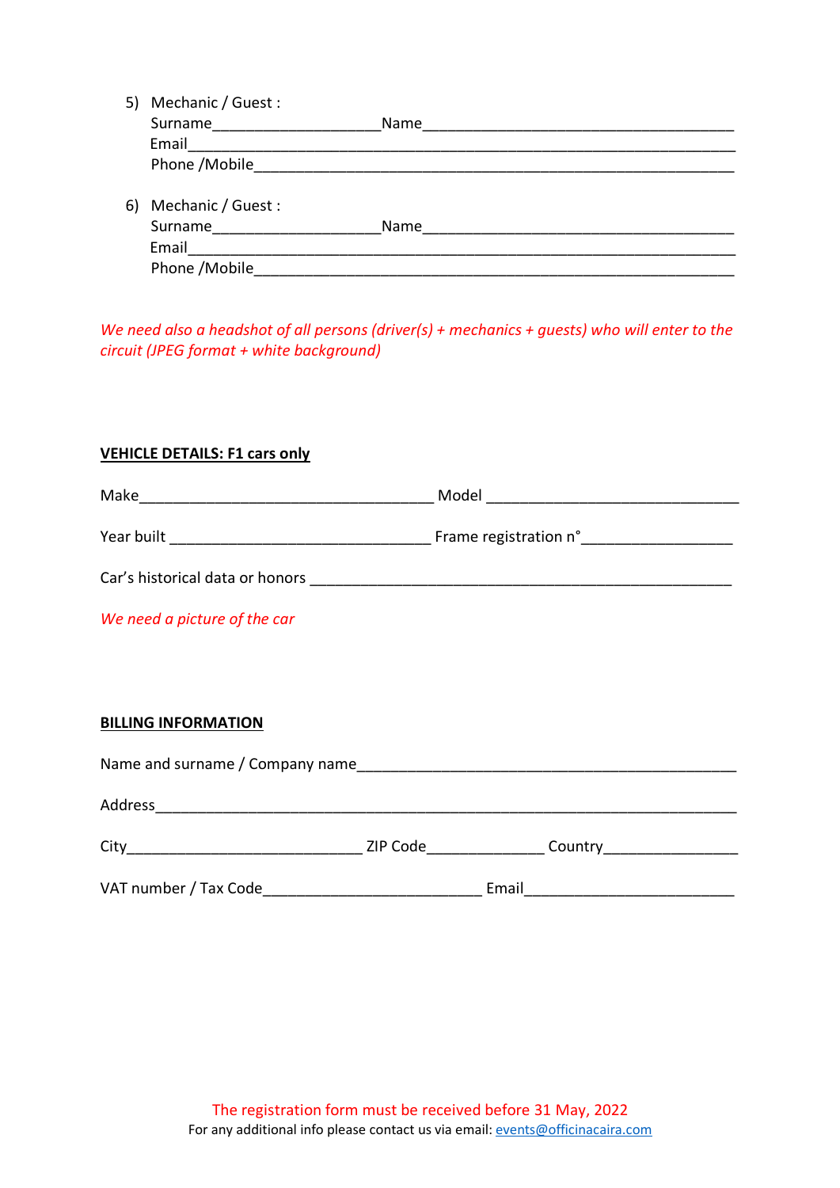5) Mechanic / Guest :
   Surname____________________Name_____________________________________
   Email______________________________________________________________
   Phone /Mobile_______________________________________________________

6) Mechanic / Guest :
   Surname____________________Name_____________________________________
   Email______________________________________________________________
   Phone /Mobile_______________________________________________________

*We need also a headshot of all persons (driver(s) + mechanics + guests) who will enter to the circuit (JPEG format + white background)*

**<u>VEHICLE DETAILS: F1 cars only</u>**

Make___________________________________ Model _______________________________

Year built _______________________________ Frame registration n°__________________

Car's historical data or honors ____________________________________________________

*We need a picture of the car*

**<u>BILLING INFORMATION</u>**

Name and surname / Company name______________________________________________

Address_________________________________________________________________________

City____________________________ ZIP Code______________ Country________________

VAT number / Tax Code__________________________ Email_________________________

The registration form must be received before 31 May, 2022

For any additional info please contact us via email: events@officinacaira.com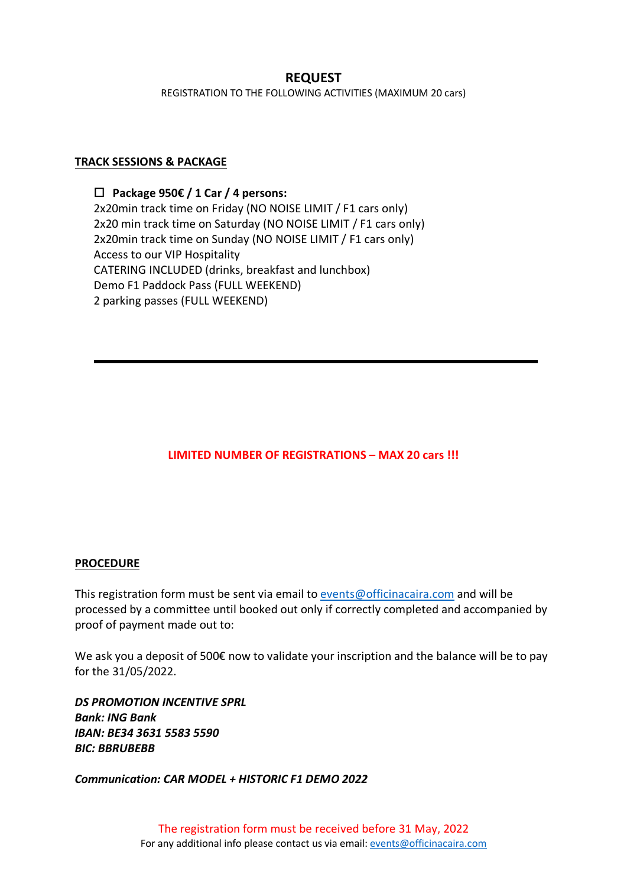# REQUEST

REGISTRATION TO THE FOLLOWING ACTIVITIES (MAXIMUM 20 cars)

**TRACK SESSIONS & PACKAGE**

☐ **Package 950€ / 1 Car / 4 persons:**
2x20min track time on Friday (NO NOISE LIMIT / F1 cars only)
2x20 min track time on Saturday (NO NOISE LIMIT / F1 cars only)
2x20min track time on Sunday (NO NOISE LIMIT / F1 cars only)
Access to our VIP Hospitality
CATERING INCLUDED (drinks, breakfast and lunchbox)
Demo F1 Paddock Pass (FULL WEEKEND)
2 parking passes (FULL WEEKEND)

---

**LIMITED NUMBER OF REGISTRATIONS – MAX 20 cars !!!**

**PROCEDURE**

This registration form must be sent via email to events@officinacaira.com and will be processed by a committee until booked out only if correctly completed and accompanied by proof of payment made out to:

We ask you a deposit of 500€ now to validate your inscription and the balance will be to pay for the 31/05/2022.

***DS PROMOTION INCENTIVE SPRL***
***Bank: ING Bank***
***IBAN: BE34 3631 5583 5590***
***BIC: BBRUBEBB***

***Communication: CAR MODEL + HISTORIC F1 DEMO 2022***

The registration form must be received before 31 May, 2022

For any additional info please contact us via email: events@officinacaira.com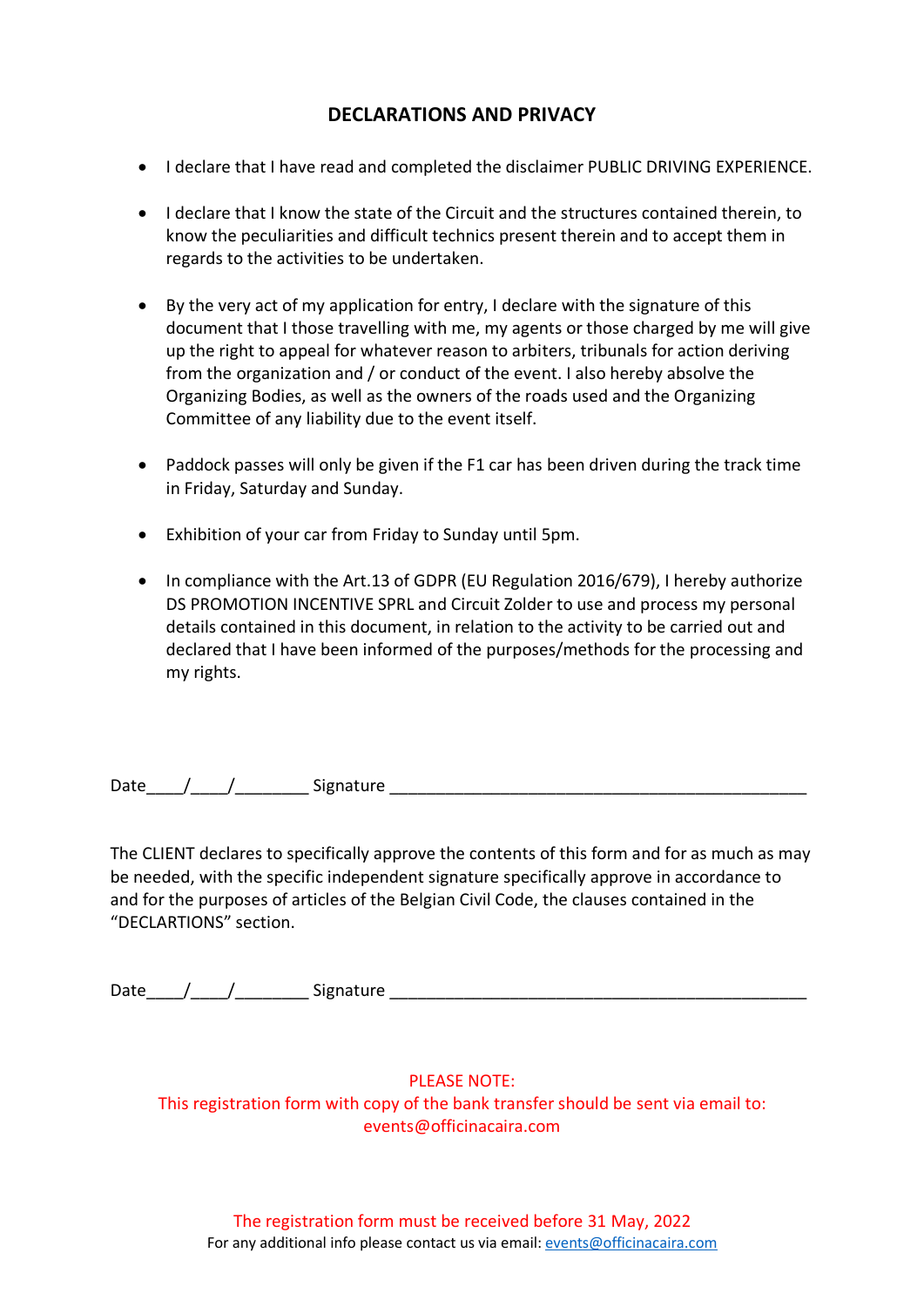## DECLARATIONS AND PRIVACY

- I declare that I have read and completed the disclaimer PUBLIC DRIVING EXPERIENCE.
- I declare that I know the state of the Circuit and the structures contained therein, to know the peculiarities and difficult technics present therein and to accept them in regards to the activities to be undertaken.
- By the very act of my application for entry, I declare with the signature of this document that I those travelling with me, my agents or those charged by me will give up the right to appeal for whatever reason to arbiters, tribunals for action deriving from the organization and / or conduct of the event. I also hereby absolve the Organizing Bodies, as well as the owners of the roads used and the Organizing Committee of any liability due to the event itself.
- Paddock passes will only be given if the F1 car has been driven during the track time in Friday, Saturday and Sunday.
- Exhibition of your car from Friday to Sunday until 5pm.
- In compliance with the Art.13 of GDPR (EU Regulation 2016/679), I hereby authorize DS PROMOTION INCENTIVE SPRL and Circuit Zolder to use and process my personal details contained in this document, in relation to the activity to be carried out and declared that I have been informed of the purposes/methods for the processing and my rights.

Date____/____/________ Signature ________________________________________________

The CLIENT declares to specifically approve the contents of this form and for as much as may be needed, with the specific independent signature specifically approve in accordance to and for the purposes of articles of the Belgian Civil Code, the clauses contained in the "DECLARTIONS" section.

Date____/____/________ Signature ________________________________________________

PLEASE NOTE:
This registration form with copy of the bank transfer should be sent via email to:
events@officinacaira.com

The registration form must be received before 31 May, 2022
For any additional info please contact us via email: events@officinacaira.com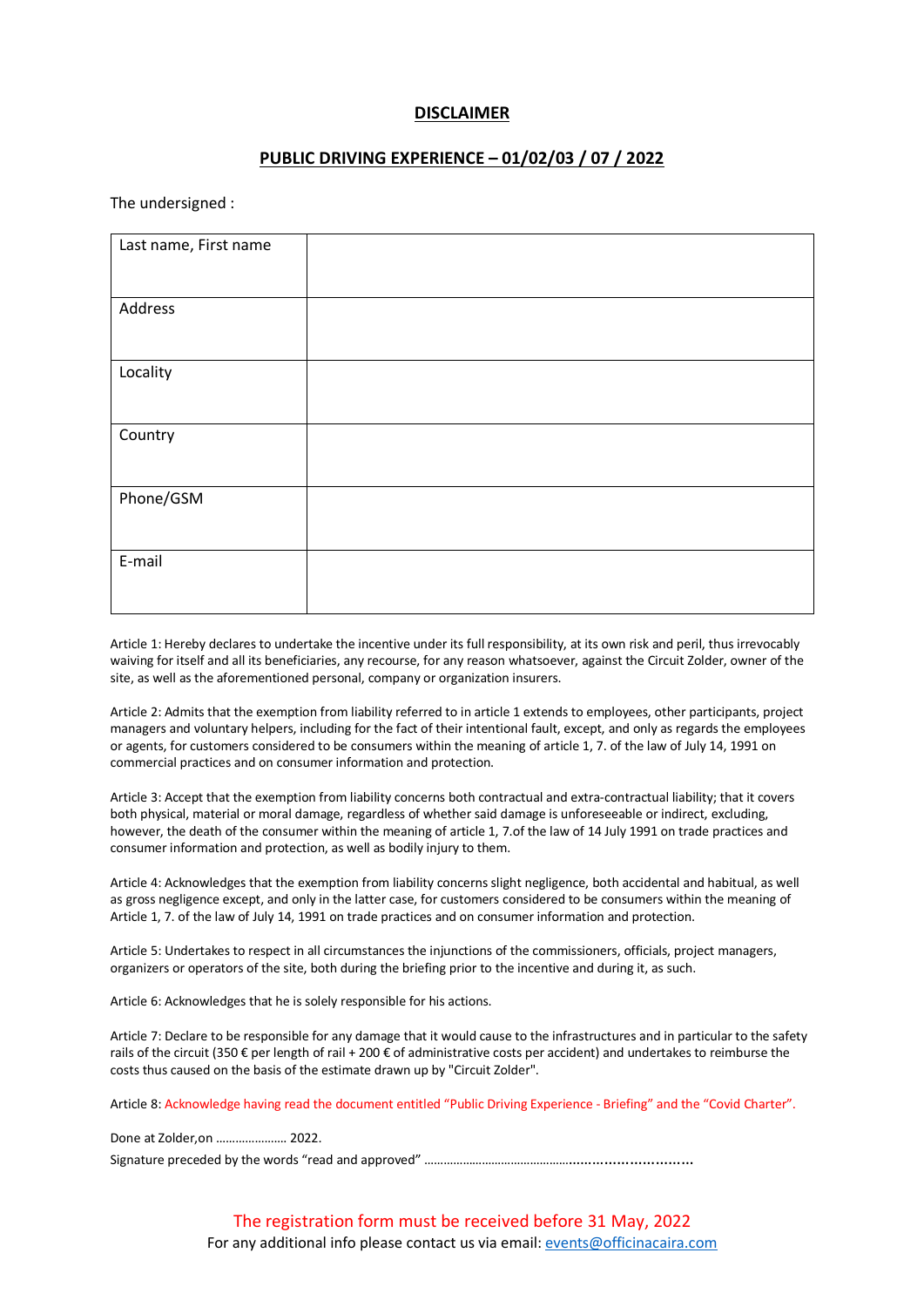**DISCLAIMER**

**PUBLIC DRIVING EXPERIENCE – 01/02/03 / 07 / 2022**

The undersigned :

| | |
|---|---|
| Last name, First name | |
| Address | |
| Locality | |
| Country | |
| Phone/GSM | |
| E-mail | |

Article 1: Hereby declares to undertake the incentive under its full responsibility, at its own risk and peril, thus irrevocably waiving for itself and all its beneficiaries, any recourse, for any reason whatsoever, against the Circuit Zolder, owner of the site, as well as the aforementioned personal, company or organization insurers.

Article 2: Admits that the exemption from liability referred to in article 1 extends to employees, other participants, project managers and voluntary helpers, including for the fact of their intentional fault, except, and only as regards the employees or agents, for customers considered to be consumers within the meaning of article 1, 7. of the law of July 14, 1991 on commercial practices and on consumer information and protection.

Article 3: Accept that the exemption from liability concerns both contractual and extra-contractual liability; that it covers both physical, material or moral damage, regardless of whether said damage is unforeseeable or indirect, excluding, however, the death of the consumer within the meaning of article 1, 7.of the law of 14 July 1991 on trade practices and consumer information and protection, as well as bodily injury to them.

Article 4: Acknowledges that the exemption from liability concerns slight negligence, both accidental and habitual, as well as gross negligence except, and only in the latter case, for customers considered to be consumers within the meaning of Article 1, 7. of the law of July 14, 1991 on trade practices and on consumer information and protection.

Article 5: Undertakes to respect in all circumstances the injunctions of the commissioners, officials, project managers, organizers or operators of the site, both during the briefing prior to the incentive and during it, as such.

Article 6: Acknowledges that he is solely responsible for his actions.

Article 7: Declare to be responsible for any damage that it would cause to the infrastructures and in particular to the safety rails of the circuit (350 € per length of rail + 200 € of administrative costs per accident) and undertakes to reimburse the costs thus caused on the basis of the estimate drawn up by "Circuit Zolder".

Article 8: Acknowledge having read the document entitled “Public Driving Experience - Briefing” and the “Covid Charter”.

Done at Zolder,on …………………. 2022.

Signature preceded by the words “read and approved” …………………………………….............................

The registration form must be received before 31 May, 2022

For any additional info please contact us via email: events@officinacaira.com